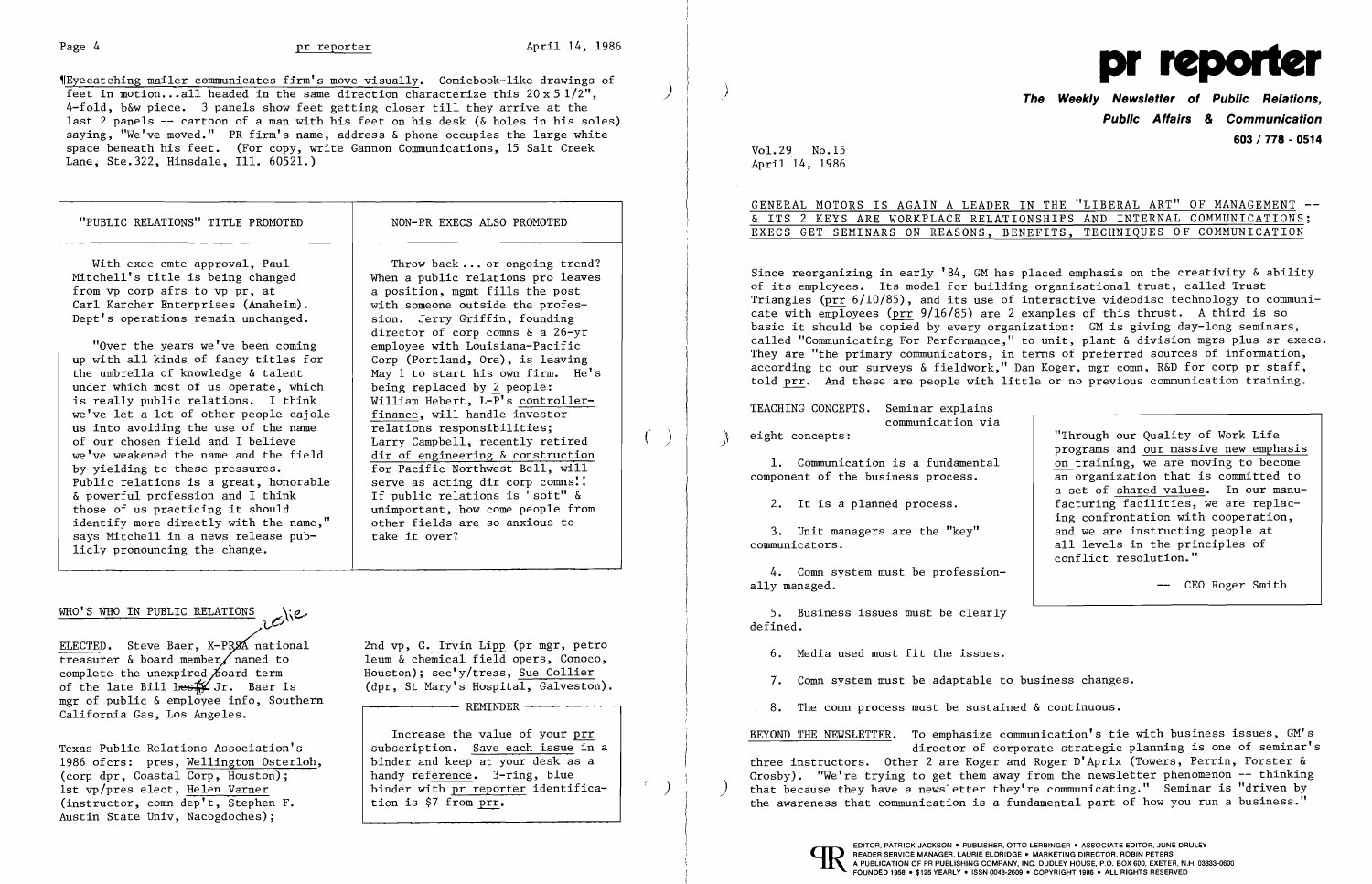¶Eyecatching mailer communicates firm's move visually. Comicbook-like drawings of feet in motion...all headed in the same direction characterize this 20 x 5 1/2", 4-fold, b&w piece. 3 panels show feet getting closer till they arrive at the last 2 panels -- cartoon of a man with his feet on his desk (& holes in his soles) saying, "We've moved." PR firm's name, address & phone occupies the large white space beneath his feet. (For copy, write Gannon Communications, 15 Salt Creek Lane, Ste.322, Hinsdale, Ill. 60521.)

## "PUBLIC RELATIONS" TITLE PROMOTED

With exec cmte approval, Paul Mitchell's title is being changed from vp corp afrs to vp pr, at Carl Karcher Enterprises (Anaheim). Dept's operations remain unchanged.

"Over the years we've been coming up with all kinds of fancy titles for the umbrella of knowledge & talent under which most of us operate, which is really public relations. I think we've let a lot of other people cajole us into avoiding the use of the name of our chosen field and I believe we've weakened the name and the field by yielding to these pressures. Public relations is a great, honorable & powerful profession and I think those of us practicing it should identify more directly with the name," says Mitchell in a news release publicly pronouncing the change.

## NON-PR EXECS ALSO PROMOTED

Throw back ... or ongoing trend? When a public relations pro leaves a position, mgmt fills the post with someone outside the profession. Jerry Griffin, founding director of corp comns & a 26-yr employee with Louisiana-Pacific Corp (Portland, Ore), is leaving May 1 to start his own firm. He's being replaced by 2 people: William Hebert, L-P's controller-finance, will handle investor relations responsibilities; Larry Campbell, recently retired dir of engineering & construction for Pacific Northwest Bell, will serve as acting dir corp comns!! If public relations is "soft" & unimportant, how come people from other fields are so anxious to take it over?

## WHO'S WHO IN PUBLIC RELATIONS

ELECTED. Steve Baer, X-PRSA national treasurer & board member, named to complete the unexpired board term of the late Bill Leslie Jr. Baer is mgr of public & employee info, Southern California Gas, Los Angeles.

Texas Public Relations Association's 1986 ofcrs: pres, Wellington Osterloh, (corp dpr, Coastal Corp, Houston); 1st vp/pres elect, Helen Varner (instructor, comn dep't, Stephen F. Austin State Univ, Nacogdoches); 2nd vp, G. Irvin Lipp (pr mgr, petroleum & chemical field opers, Conoco, Houston); sec'y/treas, Sue Collier (dpr, St Mary's Hospital, Galveston).

**REMINDER**

Increase the value of your prr subscription. Save each issue in a binder and keep at your desk as a handy reference. 3-ring, blue binder with pr reporter identification is $7 from prr.

# pr reporter

**The Weekly Newsletter of Public Relations, Public Affairs & Communication**

603 / 778 - 0514

Vol.29 No.15
April 14, 1986

## GENERAL MOTORS IS AGAIN A LEADER IN THE "LIBERAL ART" OF MANAGEMENT -- & ITS 2 KEYS ARE WORKPLACE RELATIONSHIPS AND INTERNAL COMMUNICATIONS; EXECS GET SEMINARS ON REASONS, BENEFITS, TECHNIQUES OF COMMUNICATION

Since reorganizing in early '84, GM has placed emphasis on the creativity & ability of its employees. Its model for building organizational trust, called Trust Triangles (prr 6/10/85), and its use of interactive videodisc technology to communicate with employees (prr 9/16/85) are 2 examples of this thrust. A third is so basic it should be copied by every organization: GM is giving day-long seminars, called "Communicating For Performance," to unit, plant & division mgrs plus sr execs. They are "the primary communicators, in terms of preferred sources of information, according to our surveys & fieldwork," Dan Koger, mgr comn, R&D for corp pr staff, told prr. And these are people with little or no previous communication training.

TEACHING CONCEPTS. Seminar explains communication via eight concepts:

1. Communication is a fundamental component of the business process.
2. It is a planned process.
3. Unit managers are the "key" communicators.
4. Comn system must be professionally managed.
5. Business issues must be clearly defined.
6. Media used must fit the issues.
7. Comn system must be adaptable to business changes.
8. The comn process must be sustained & continuous.

> "Through our Quality of Work Life programs and our massive new emphasis on training, we are moving to become an organization that is committed to a set of shared values. In our manufacturing facilities, we are replacing confrontation with cooperation, and we are instructing people at all levels in the principles of conflict resolution."
>
> -- CEO Roger Smith

BEYOND THE NEWSLETTER. To emphasize communication's tie with business issues, GM's director of corporate strategic planning is one of seminar's three instructors. Other 2 are Koger and Roger D'Aprix (Towers, Perrin, Forster & Crosby). "We're trying to get them away from the newsletter phenomenon -- thinking that because they have a newsletter they're communicating." Seminar is "driven by the awareness that communication is a fundamental part of how you run a business."

EDITOR, PATRICK JACKSON • PUBLISHER, OTTO LERBINGER • ASSOCIATE EDITOR, JUNE DRULEY
READER SERVICE MANAGER, LAURIE ELDRIDGE • MARKETING DIRECTOR, ROBIN PETERS
A PUBLICATION OF PR PUBLISHING COMPANY, INC. DUDLEY HOUSE, P.O. BOX 600, EXETER, N.H. 03833-0600
FOUNDED 1958 • $125 YEARLY • ISSN 0048-2609 • COPYRIGHT 1986 • ALL RIGHTS RESERVED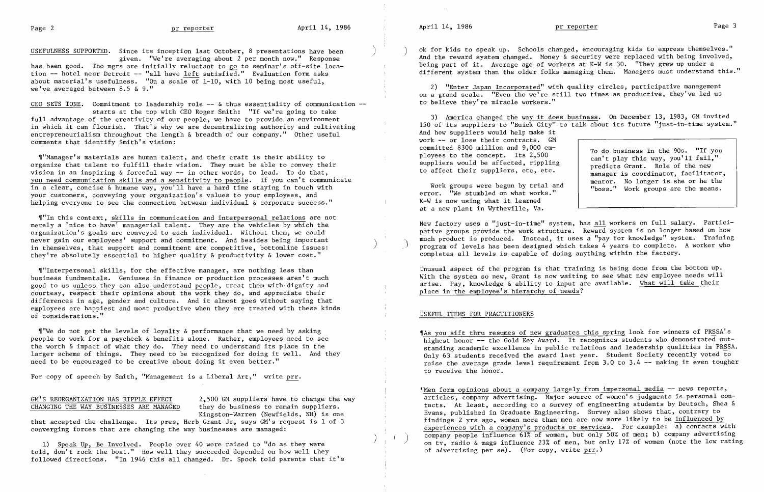USEFULNESS SUPPORTED. Since its inception last October, 8 presentations have been given. "We're averaging about 2 per month now." Response has been good. Tho mgrs are initially reluctant to go to seminar's off-site location -- hotel near Detroit -- "all have left satisfied." Evaluation form asks about material's usefulness. "On a scale of 1-10, with 10 being most useful, we've averaged between 8.5 & 9."

CEO SETS TONE. Commitment to leadership role -- & thus essentiality of communication -- starts at the top with CEO Roger Smith: "If we're going to take full advantage of the creativity of our people, we have to provide an environment in which it can flourish. That's why we are decentralizing authority and cultivating entrepreneurialism throughout the length & breadth of our company." Other useful comments that identify Smith's vision:

¶"Manager's materials are human talent, and their craft is their ability to organize that talent to fulfill their vision. They must be able to convey their vision in an inspiring & forceful way -- in other words, to lead. To do that, you need communication skills and a sensitivity to people. If you can't communicate in a clear, concise & humane way, you'll have a hard time staying in touch with your customers, conveying your organization's values to your employees, and helping everyone to see the connection between individual & corporate success."

¶"In this context, skills in communication and interpersonal relations are not merely a 'nice to have' managerial talent. They are the vehicles by which the organization's goals are conveyed to each individual. Without them, we could never gain our employees' support and commitment. And besides being important in themselves, that support and commitment are competitive, bottomline issues: they're absolutely essential to higher quality & productivity & lower cost."

¶"Interpersonal skills, for the effective manager, are nothing less than business fundmentals. Geniuses in finance or production processes aren't much good to us unless they can also understand people, treat them with dignity and courtesy, respect their opinions about the work they do, and appreciate their differences in age, gender and culture. And it almost goes without saying that employees are happiest and most productive when they are treated with these kinds of considerations."

¶"We do not get the levels of loyalty & performance that we need by asking people to work for a paycheck & benefits alone. Rather, employees need to see the worth & impact of what they do. They need to understand its place in the larger scheme of things. They need to be recognized for doing it well. And they need to be encouraged to be creative about doing it even better."

For copy of speech by Smith, "Management is a Liberal Art," write prr.

GM'S REORGANIZATION HAS RIPPLE EFFECT CHANGING THE WAY BUSINESSES ARE MANAGED

2,500 GM suppliers have to change the way they do business to remain suppliers. Kingston-Warren (Newfields, NH) is one that accepted the challenge. Its pres, Herb Grant Jr, says GM's request is 1 of 3 converging forces that are changing the way businesses are managed:

1) Speak Up, Be Involved. People over 40 were raised to "do as they were told, don't rock the boat." How well they succeeded depended on how well they followed directions. "In 1946 this all changed. Dr. Spock told parents that it's ok for kids to speak up. Schools changed, encouraging kids to express themselves." And the reward system changed. Money & security were replaced with being involved, being part of it. Average age of workers at K-W is 30. "They grew up under a different system than the older folks managing them. Managers must understand this."

2) "Enter Japan Incorporated" with quality circles, participative management on a grand scale. "Even tho we're still two times as productive, they've led us to believe they're miracle workers."

3) America changed the way it does business. On December 13, 1983, GM invited 150 of its suppliers to "Buick City" to talk about its future "just-in-time system." And how suppliers would help make it work -- or lose their contracts. GM committed $300 million and 9,000 employees to the concept. Its 2,500 suppliers would be affected, rippling to affect their suppliers, etc, etc.

Work groups were begun by trial and error. "We stumbled on what works." K-W is now using what it learned at a new plant in Wytheville, Va.

> To do business in the 90s. "If you can't play this way, you'll fail," predicts Grant. Role of the new manager is coordinator, facilitator, mentor. No longer is she or he the "boss." Work groups are the means.

New factory uses a "just-in-time" system, has all workers on full salary. Participative groups provide the work structure. Reward system is no longer based on how much product is produced. Instead, it uses a "pay for knowledge" system. Training program of levels has been designed which takes 4 years to complete. A worker who completes all levels is capable of doing anything within the factory.

Unusual aspect of the program is that training is being done from the bottom up. With the system so new, Grant is now waiting to see what new employee needs will arise. Pay, knowledge & ability to input are available. What will take their place in the employee's hierarchy of needs?

USEFUL ITEMS FOR PRACTITIONERS

¶As you sift thru resumes of new graduates this spring look for winners of PRSSA's highest honor -- the Gold Key Award. It recognizes students who demonstrated outstanding academic excellence in public relations and leadership qualities in PRSSA. Only 63 students received the award last year. Student Society recently voted to raise the average grade level requirement from 3.0 to 3.4 -- making it even tougher to receive the honor.

¶Men form opinions about a company largely from impersonal media -- news reports, articles, company advertising. Major source of women's judgments is personal contacts. At least, according to a survey of engineering students by Deutsch, Shea & Evans, published in Graduate Engineering. Survey also shows that, contrary to findings 2 yrs ago, women more than men are now more likely to be influenced by experiences with a company's products or services. For example: a) contacts with company people influence 61% of women, but only 50% of men; b) company advertising on tv, radio & mags influence 23% of men, but only 17% of women (note the low rating of advertising per se). (For copy, write prr.)